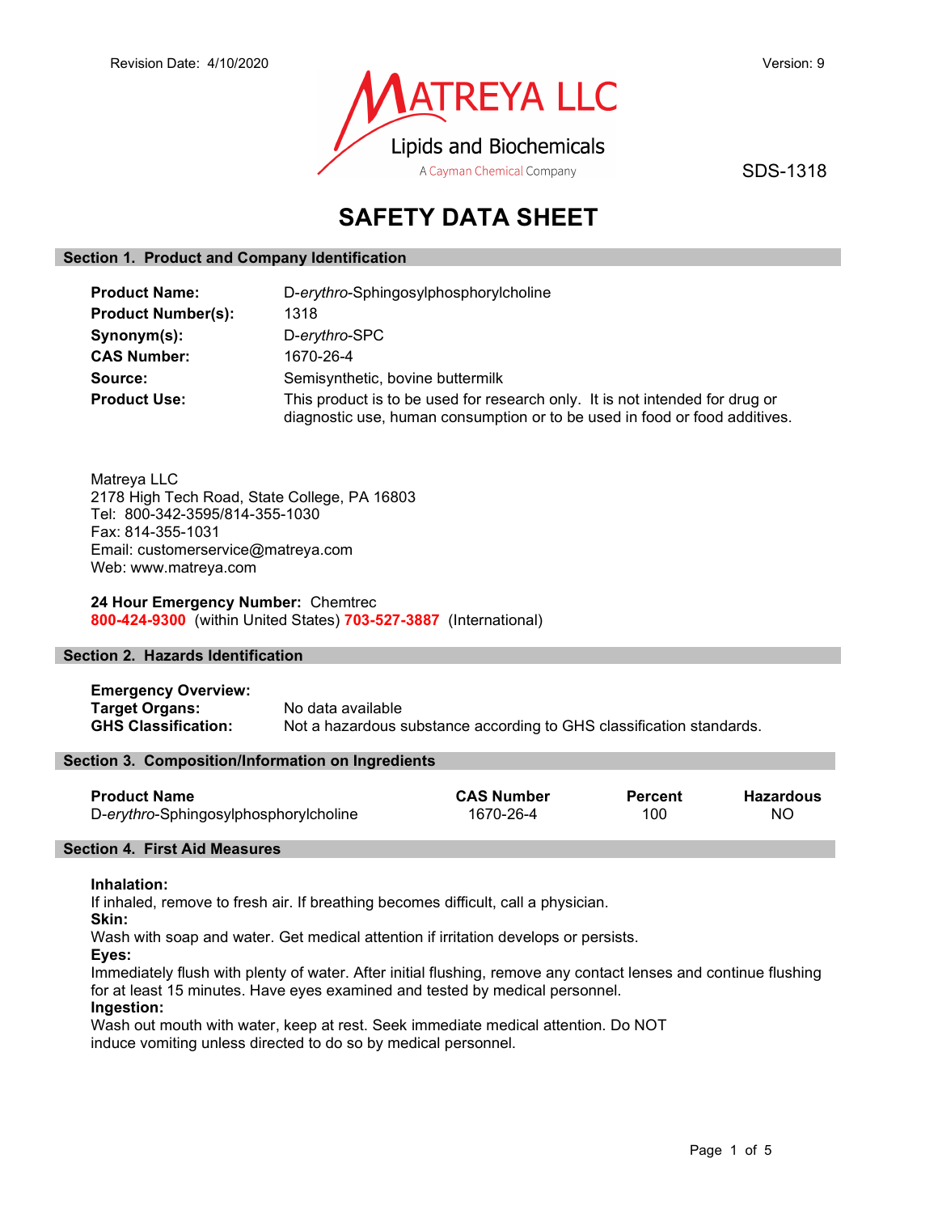Revision Date: 4/10/2020

Version: 9

MATREYA LLC
Lipids and Biochemicals
A Cayman Chemical Company

SDS-1318

# SAFETY DATA SHEET

## Section 1. Product and Company Identification

**Product Name:** D-*erythro*-Sphingosylphosphorylcholine
**Product Number(s):** 1318
**Synonym(s):** D-*erythro*-SPC
**CAS Number:** 1670-26-4
**Source:** Semisynthetic, bovine buttermilk
**Product Use:** This product is to be used for research only. It is not intended for drug or diagnostic use, human consumption or to be used in food or food additives.

Matreya LLC
2178 High Tech Road, State College, PA 16803
Tel: 800-342-3595/814-355-1030
Fax: 814-355-1031
Email: customerservice@matreya.com
Web: www.matreya.com

**24 Hour Emergency Number:** Chemtrec
**800-424-9300** (within United States) **703-527-3887** (International)

## Section 2. Hazards Identification

**Emergency Overview:**
**Target Organs:** No data available
**GHS Classification:** Not a hazardous substance according to GHS classification standards.

## Section 3. Composition/Information on Ingredients

| Product Name | CAS Number | Percent | Hazardous |
|---|---|---|---|
| D-*erythro*-Sphingosylphosphorylcholine | 1670-26-4 | 100 | NO |

## Section 4. First Aid Measures

**Inhalation:**
If inhaled, remove to fresh air. If breathing becomes difficult, call a physician.
**Skin:**
Wash with soap and water. Get medical attention if irritation develops or persists.
**Eyes:**
Immediately flush with plenty of water. After initial flushing, remove any contact lenses and continue flushing for at least 15 minutes. Have eyes examined and tested by medical personnel.
**Ingestion:**
Wash out mouth with water, keep at rest. Seek immediate medical attention. Do NOT induce vomiting unless directed to do so by medical personnel.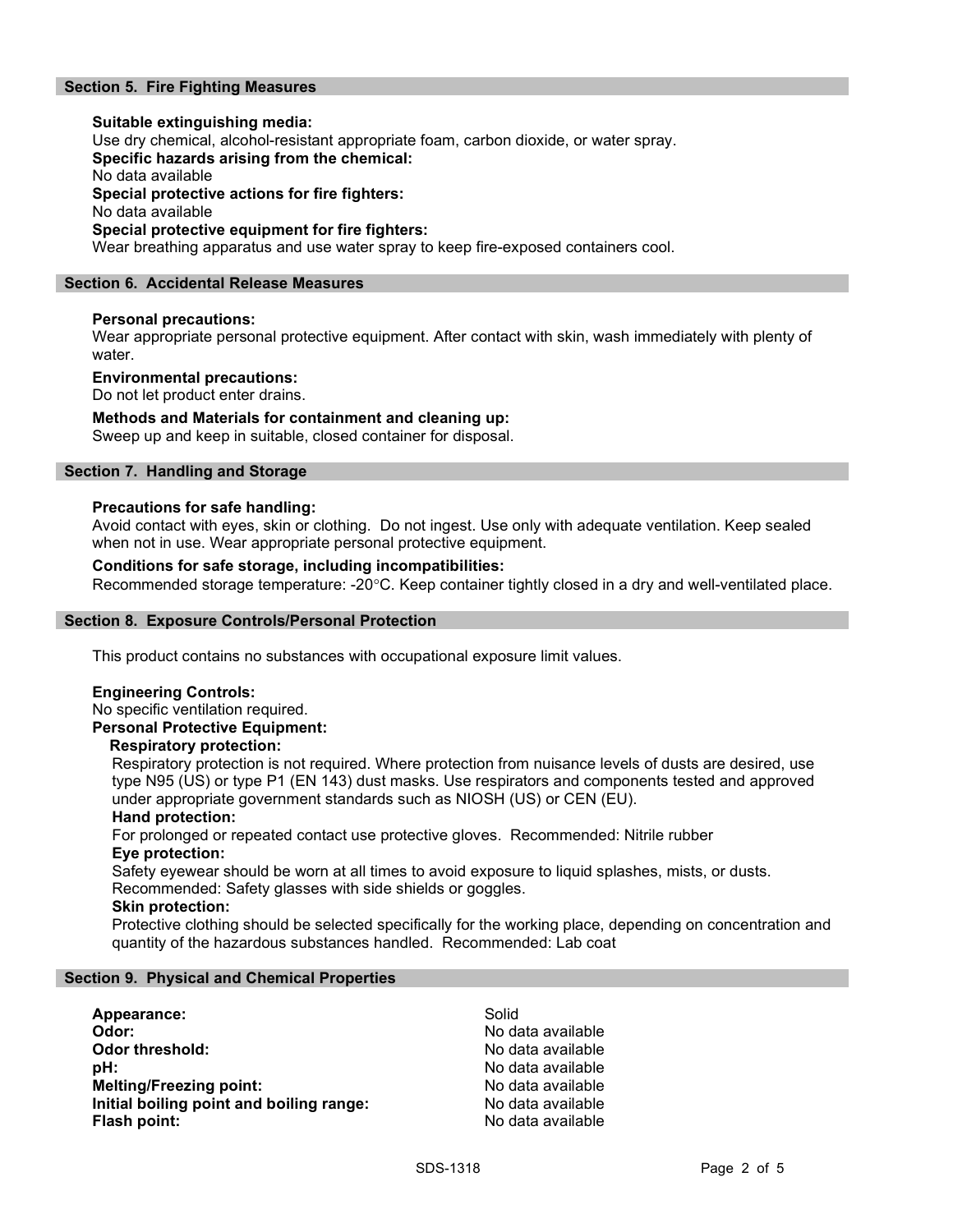## Section 5. Fire Fighting Measures

**Suitable extinguishing media:**
Use dry chemical, alcohol-resistant appropriate foam, carbon dioxide, or water spray.
**Specific hazards arising from the chemical:**
No data available
**Special protective actions for fire fighters:**
No data available
**Special protective equipment for fire fighters:**
Wear breathing apparatus and use water spray to keep fire-exposed containers cool.

## Section 6. Accidental Release Measures

**Personal precautions:**
Wear appropriate personal protective equipment. After contact with skin, wash immediately with plenty of water.

**Environmental precautions:**
Do not let product enter drains.

**Methods and Materials for containment and cleaning up:**
Sweep up and keep in suitable, closed container for disposal.

## Section 7. Handling and Storage

**Precautions for safe handling:**
Avoid contact with eyes, skin or clothing. Do not ingest. Use only with adequate ventilation. Keep sealed when not in use. Wear appropriate personal protective equipment.

**Conditions for safe storage, including incompatibilities:**
Recommended storage temperature: -20°C. Keep container tightly closed in a dry and well-ventilated place.

## Section 8. Exposure Controls/Personal Protection

This product contains no substances with occupational exposure limit values.

**Engineering Controls:**
No specific ventilation required.
**Personal Protective Equipment:**

**Respiratory protection:**
Respiratory protection is not required. Where protection from nuisance levels of dusts are desired, use type N95 (US) or type P1 (EN 143) dust masks. Use respirators and components tested and approved under appropriate government standards such as NIOSH (US) or CEN (EU).
**Hand protection:**
For prolonged or repeated contact use protective gloves. Recommended: Nitrile rubber
**Eye protection:**
Safety eyewear should be worn at all times to avoid exposure to liquid splashes, mists, or dusts. Recommended: Safety glasses with side shields or goggles.
**Skin protection:**
Protective clothing should be selected specifically for the working place, depending on concentration and quantity of the hazardous substances handled. Recommended: Lab coat

## Section 9. Physical and Chemical Properties

| | |
|---|---|
| **Appearance:** | Solid |
| **Odor:** | No data available |
| **Odor threshold:** | No data available |
| **pH:** | No data available |
| **Melting/Freezing point:** | No data available |
| **Initial boiling point and boiling range:** | No data available |
| **Flash point:** | No data available |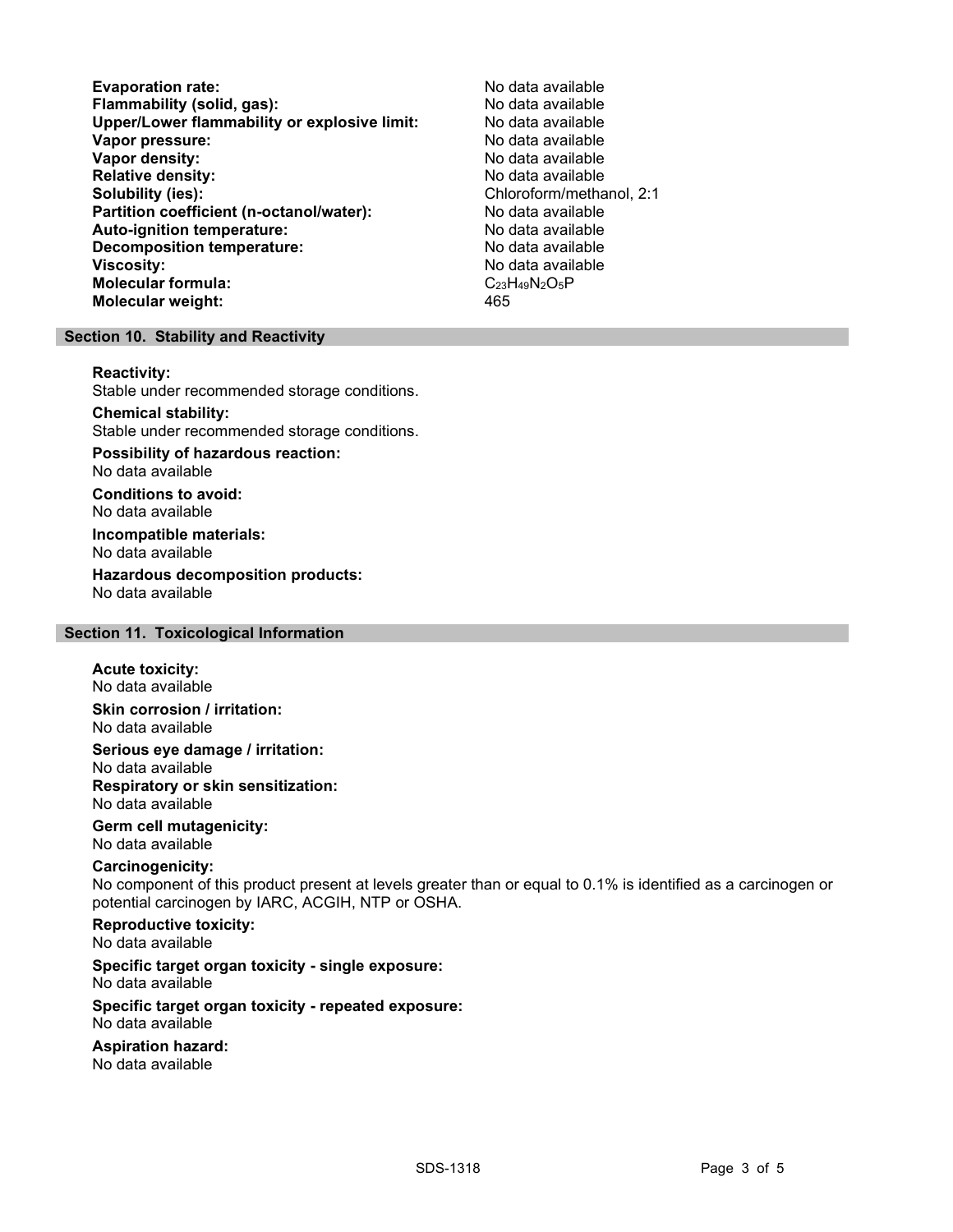**Evaporation rate:** No data available
**Flammability (solid, gas):** No data available
**Upper/Lower flammability or explosive limit:** No data available
**Vapor pressure:** No data available
**Vapor density:** No data available
**Relative density:** No data available
**Solubility (ies):** Chloroform/methanol, 2:1
**Partition coefficient (n-octanol/water):** No data available
**Auto-ignition temperature:** No data available
**Decomposition temperature:** No data available
**Viscosity:** No data available
**Molecular formula:** $C_{23}H_{49}N_2O_5P$
**Molecular weight:** 465

## Section 10. Stability and Reactivity

**Reactivity:**
Stable under recommended storage conditions.

**Chemical stability:**
Stable under recommended storage conditions.

**Possibility of hazardous reaction:**
No data available

**Conditions to avoid:**
No data available

**Incompatible materials:**
No data available

**Hazardous decomposition products:**
No data available

## Section 11. Toxicological Information

**Acute toxicity:**
No data available

**Skin corrosion / irritation:**
No data available

**Serious eye damage / irritation:**
No data available

**Respiratory or skin sensitization:**
No data available

**Germ cell mutagenicity:**
No data available

**Carcinogenicity:**
No component of this product present at levels greater than or equal to 0.1% is identified as a carcinogen or potential carcinogen by IARC, ACGIH, NTP or OSHA.

**Reproductive toxicity:**
No data available

**Specific target organ toxicity - single exposure:**
No data available

**Specific target organ toxicity - repeated exposure:**
No data available

**Aspiration hazard:**
No data available

SDS-1318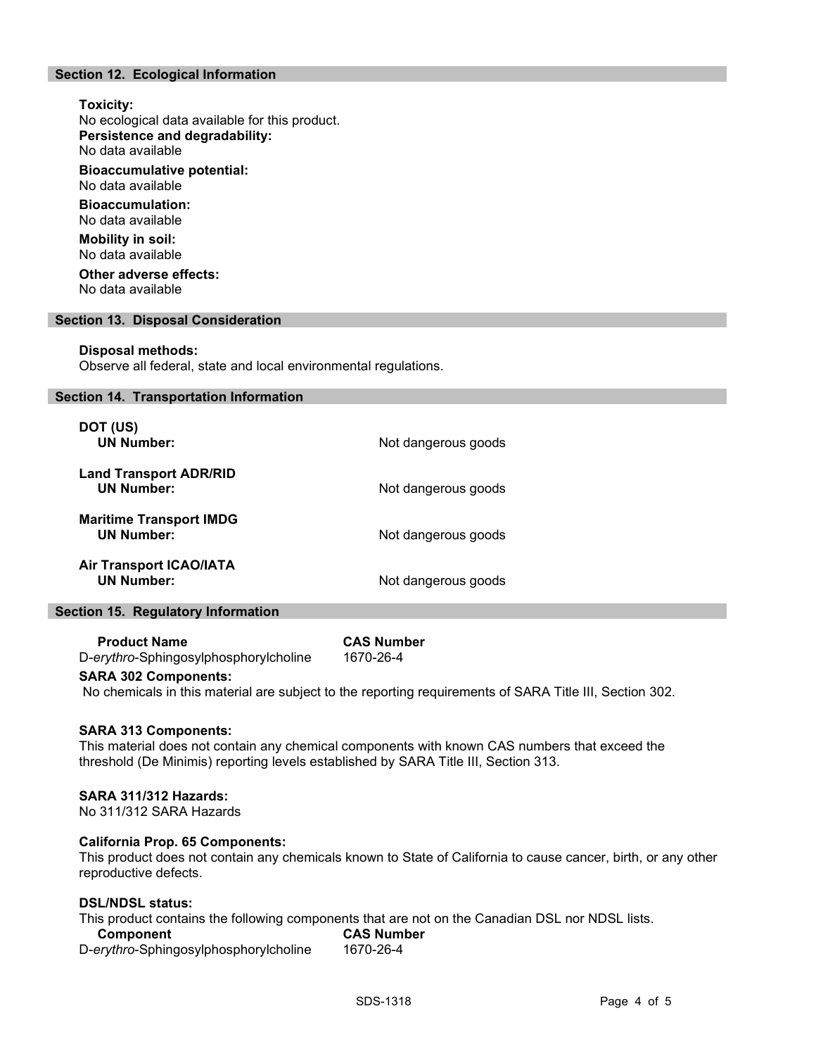## Section 12. Ecological Information

**Toxicity:**
No ecological data available for this product.

**Persistence and degradability:**
No data available

**Bioaccumulative potential:**
No data available

**Bioaccumulation:**
No data available

**Mobility in soil:**
No data available

**Other adverse effects:**
No data available

## Section 13. Disposal Consideration

**Disposal methods:**
Observe all federal, state and local environmental regulations.

## Section 14. Transportation Information

**DOT (US)**
**UN Number:** Not dangerous goods

**Land Transport ADR/RID**
**UN Number:** Not dangerous goods

**Maritime Transport IMDG**
**UN Number:** Not dangerous goods

**Air Transport ICAO/IATA**
**UN Number:** Not dangerous goods

## Section 15. Regulatory Information

| Product Name | CAS Number |
| --- | --- |
| D-*erythro*-Sphingosylphosphorylcholine | 1670-26-4 |

**SARA 302 Components:**
No chemicals in this material are subject to the reporting requirements of SARA Title III, Section 302.

**SARA 313 Components:**
This material does not contain any chemical components with known CAS numbers that exceed the threshold (De Minimis) reporting levels established by SARA Title III, Section 313.

**SARA 311/312 Hazards:**
No 311/312 SARA Hazards

**California Prop. 65 Components:**
This product does not contain any chemicals known to State of California to cause cancer, birth, or any other reproductive defects.

**DSL/NDSL status:**
This product contains the following components that are not on the Canadian DSL nor NDSL lists.

| Component | CAS Number |
| --- | --- |
| D-*erythro*-Sphingosylphosphorylcholine | 1670-26-4 |

SDS-1318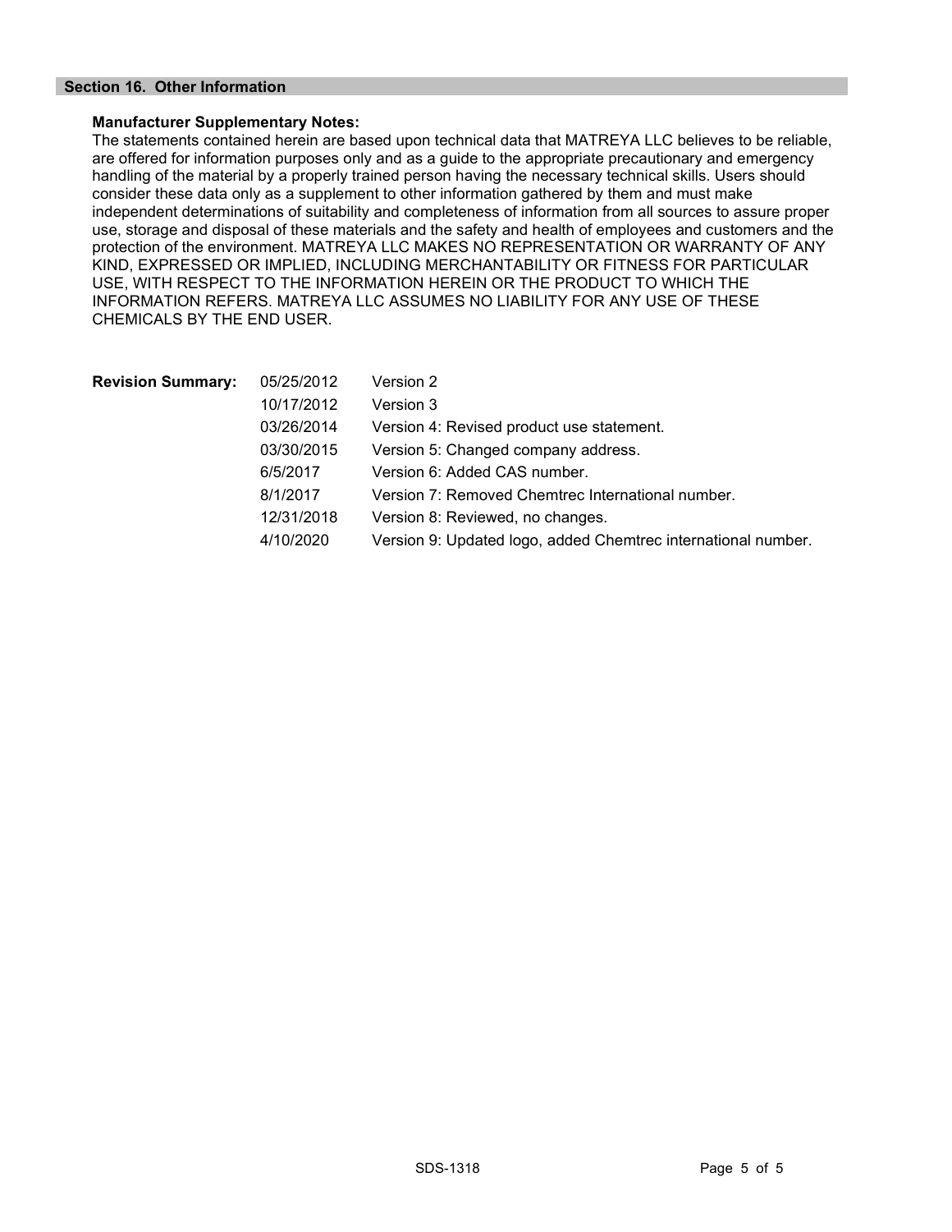## Section 16. Other Information

**Manufacturer Supplementary Notes:**

The statements contained herein are based upon technical data that MATREYA LLC believes to be reliable, are offered for information purposes only and as a guide to the appropriate precautionary and emergency handling of the material by a properly trained person having the necessary technical skills. Users should consider these data only as a supplement to other information gathered by them and must make independent determinations of suitability and completeness of information from all sources to assure proper use, storage and disposal of these materials and the safety and health of employees and customers and the protection of the environment. MATREYA LLC MAKES NO REPRESENTATION OR WARRANTY OF ANY KIND, EXPRESSED OR IMPLIED, INCLUDING MERCHANTABILITY OR FITNESS FOR PARTICULAR USE, WITH RESPECT TO THE INFORMATION HEREIN OR THE PRODUCT TO WHICH THE INFORMATION REFERS. MATREYA LLC ASSUMES NO LIABILITY FOR ANY USE OF THESE CHEMICALS BY THE END USER.

| | | |
|---|---|---|
| **Revision Summary:** | 05/25/2012 | Version 2 |
| | 10/17/2012 | Version 3 |
| | 03/26/2014 | Version 4: Revised product use statement. |
| | 03/30/2015 | Version 5: Changed company address. |
| | 6/5/2017 | Version 6: Added CAS number. |
| | 8/1/2017 | Version 7: Removed Chemtrec International number. |
| | 12/31/2018 | Version 8: Reviewed, no changes. |
| | 4/10/2020 | Version 9: Updated logo, added Chemtrec international number. |

SDS-1318